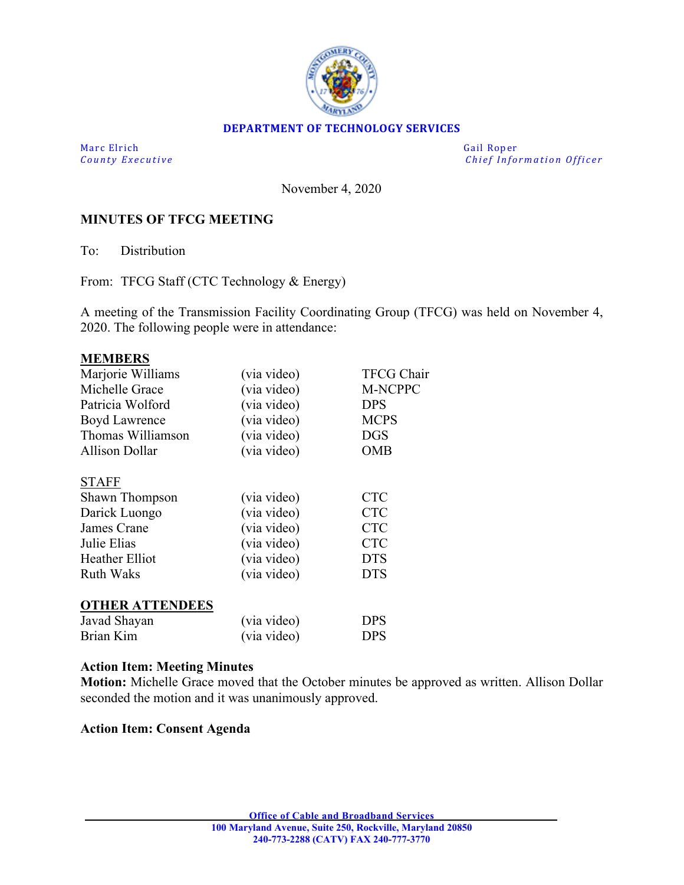**DEPARTMENT OF TECHNOLOGY SERVICES**

Marc Elrich
*County Executive*

Gail Roper
*Chief Information Officer*

November 4, 2020

**MINUTES OF TFCG MEETING**

To: Distribution

From: TFCG Staff (CTC Technology & Energy)

A meeting of the Transmission Facility Coordinating Group (TFCG) was held on November 4, 2020. The following people were in attendance:

**MEMBERS**

| | | |
|---|---|---|
| Marjorie Williams | (via video) | TFCG Chair |
| Michelle Grace | (via video) | M-NCPPC |
| Patricia Wolford | (via video) | DPS |
| Boyd Lawrence | (via video) | MCPS |
| Thomas Williamson | (via video) | DGS |
| Allison Dollar | (via video) | OMB |

STAFF

| | | |
|---|---|---|
| Shawn Thompson | (via video) | CTC |
| Darick Luongo | (via video) | CTC |
| James Crane | (via video) | CTC |
| Julie Elias | (via video) | CTC |
| Heather Elliot | (via video) | DTS |
| Ruth Waks | (via video) | DTS |

**OTHER ATTENDEES**

| | | |
|---|---|---|
| Javad Shayan | (via video) | DPS |
| Brian Kim | (via video) | DPS |

**Action Item: Meeting Minutes**

**Motion:** Michelle Grace moved that the October minutes be approved as written. Allison Dollar seconded the motion and it was unanimously approved.

**Action Item: Consent Agenda**

Office of Cable and Broadband Services
100 Maryland Avenue, Suite 250, Rockville, Maryland 20850
240-773-2288 (CATV) FAX 240-777-3770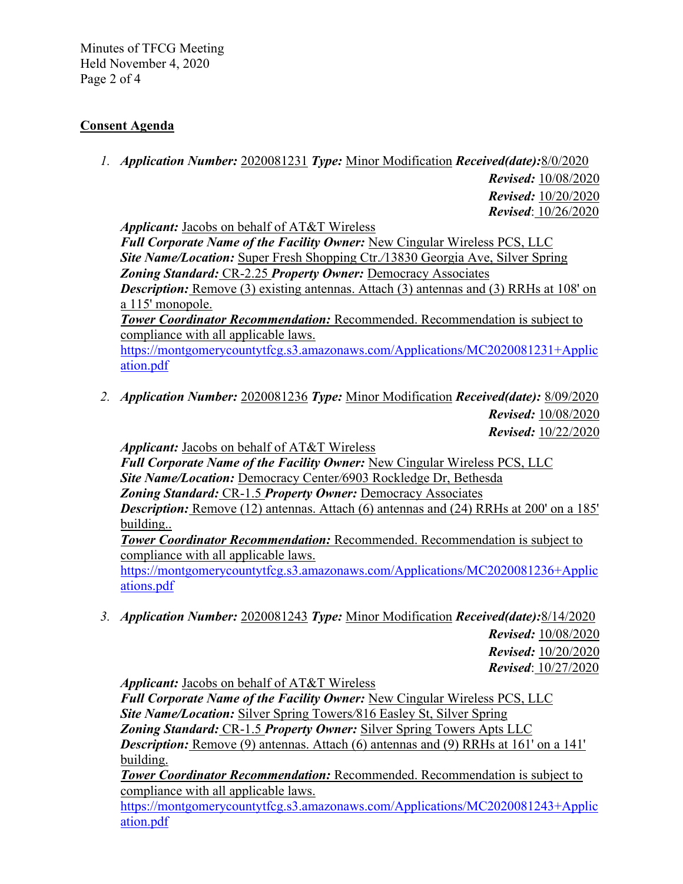**Consent Agenda**

1. ***Application Number:*** 2020081231 ***Type:*** Minor Modification ***Received(date):*** 8/0/2020
   ***Revised:*** 10/08/2020
   ***Revised:*** 10/20/2020
   ***Revised***: 10/26/2020

   ***Applicant:*** Jacobs on behalf of AT&T Wireless
   ***Full Corporate Name of the Facility Owner:*** New Cingular Wireless PCS, LLC
   ***Site Name/Location:*** Super Fresh Shopping Ctr./13830 Georgia Ave, Silver Spring
   ***Zoning Standard:*** CR-2.25 ***Property Owner:*** Democracy Associates
   ***Description:*** Remove (3) existing antennas. Attach (3) antennas and (3) RRHs at 108' on a 115' monopole.
   ***Tower Coordinator Recommendation:*** Recommended. Recommendation is subject to compliance with all applicable laws.
   https://montgomerycountytfcg.s3.amazonaws.com/Applications/MC2020081231+Application.pdf

2. ***Application Number:*** 2020081236 ***Type:*** Minor Modification ***Received(date):*** 8/09/2020
   ***Revised:*** 10/08/2020
   ***Revised:*** 10/22/2020

   ***Applicant:*** Jacobs on behalf of AT&T Wireless
   ***Full Corporate Name of the Facility Owner:*** New Cingular Wireless PCS, LLC
   ***Site Name/Location:*** Democracy Center/6903 Rockledge Dr, Bethesda
   ***Zoning Standard:*** CR-1.5 ***Property Owner:*** Democracy Associates
   ***Description:*** Remove (12) antennas. Attach (6) antennas and (24) RRHs at 200' on a 185' building..
   ***Tower Coordinator Recommendation:*** Recommended. Recommendation is subject to compliance with all applicable laws.
   https://montgomerycountytfcg.s3.amazonaws.com/Applications/MC2020081236+Applications.pdf

3. ***Application Number:*** 2020081243 ***Type:*** Minor Modification ***Received(date):*** 8/14/2020
   ***Revised:*** 10/08/2020
   ***Revised:*** 10/20/2020
   ***Revised***: 10/27/2020

   ***Applicant:*** Jacobs on behalf of AT&T Wireless
   ***Full Corporate Name of the Facility Owner:*** New Cingular Wireless PCS, LLC
   ***Site Name/Location:*** Silver Spring Towers/816 Easley St, Silver Spring
   ***Zoning Standard:*** CR-1.5 ***Property Owner:*** Silver Spring Towers Apts LLC
   ***Description:*** Remove (9) antennas. Attach (6) antennas and (9) RRHs at 161' on a 141' building.
   ***Tower Coordinator Recommendation:*** Recommended. Recommendation is subject to compliance with all applicable laws.
   https://montgomerycountytfcg.s3.amazonaws.com/Applications/MC2020081243+Application.pdf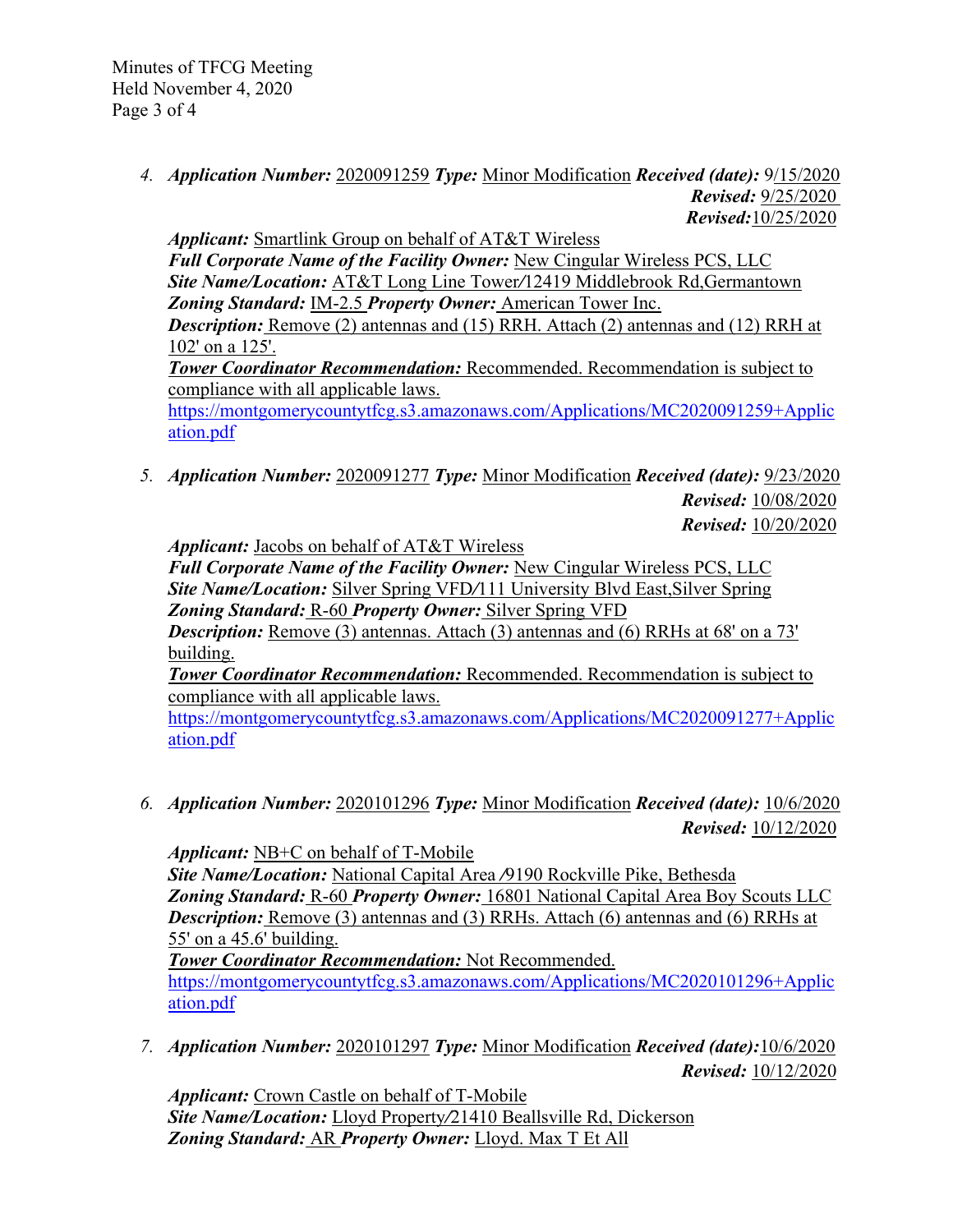4. ***Application Number:*** 2020091259 ***Type:*** Minor Modification ***Received (date):*** 9/15/2020
   ***Revised:*** 9/25/2020
   ***Revised:*** 10/25/2020

   ***Applicant:*** Smartlink Group on behalf of AT&T Wireless
   ***Full Corporate Name of the Facility Owner:*** New Cingular Wireless PCS, LLC
   ***Site Name/Location:*** AT&T Long Line Tower/12419 Middlebrook Rd,Germantown
   ***Zoning Standard:*** IM-2.5 ***Property Owner:*** American Tower Inc.
   ***Description:*** Remove (2) antennas and (15) RRH. Attach (2) antennas and (12) RRH at 102' on a 125'.
   ***Tower Coordinator Recommendation:*** Recommended. Recommendation is subject to compliance with all applicable laws.
   https://montgomerycountytfcg.s3.amazonaws.com/Applications/MC2020091259+Application.pdf

5. ***Application Number:*** 2020091277 ***Type:*** Minor Modification ***Received (date):*** 9/23/2020
   ***Revised:*** 10/08/2020
   ***Revised:*** 10/20/2020

   ***Applicant:*** Jacobs on behalf of AT&T Wireless
   ***Full Corporate Name of the Facility Owner:*** New Cingular Wireless PCS, LLC
   ***Site Name/Location:*** Silver Spring VFD/111 University Blvd East,Silver Spring
   ***Zoning Standard:*** R-60 ***Property Owner:*** Silver Spring VFD
   ***Description:*** Remove (3) antennas. Attach (3) antennas and (6) RRHs at 68' on a 73' building.
   ***Tower Coordinator Recommendation:*** Recommended. Recommendation is subject to compliance with all applicable laws.
   https://montgomerycountytfcg.s3.amazonaws.com/Applications/MC2020091277+Application.pdf

6. ***Application Number:*** 2020101296 ***Type:*** Minor Modification ***Received (date):*** 10/6/2020
   ***Revised:*** 10/12/2020

   ***Applicant:*** NB+C on behalf of T-Mobile
   ***Site Name/Location:*** National Capital Area /9190 Rockville Pike, Bethesda
   ***Zoning Standard:*** R-60 ***Property Owner:*** 16801 National Capital Area Boy Scouts LLC
   ***Description:*** Remove (3) antennas and (3) RRHs. Attach (6) antennas and (6) RRHs at 55' on a 45.6' building.
   ***Tower Coordinator Recommendation:*** Not Recommended.
   https://montgomerycountytfcg.s3.amazonaws.com/Applications/MC2020101296+Application.pdf

7. ***Application Number:*** 2020101297 ***Type:*** Minor Modification ***Received (date):*** 10/6/2020
   ***Revised:*** 10/12/2020

   ***Applicant:*** Crown Castle on behalf of T-Mobile
   ***Site Name/Location:*** Lloyd Property/21410 Beallsville Rd, Dickerson
   ***Zoning Standard:*** AR ***Property Owner:*** Lloyd. Max T Et All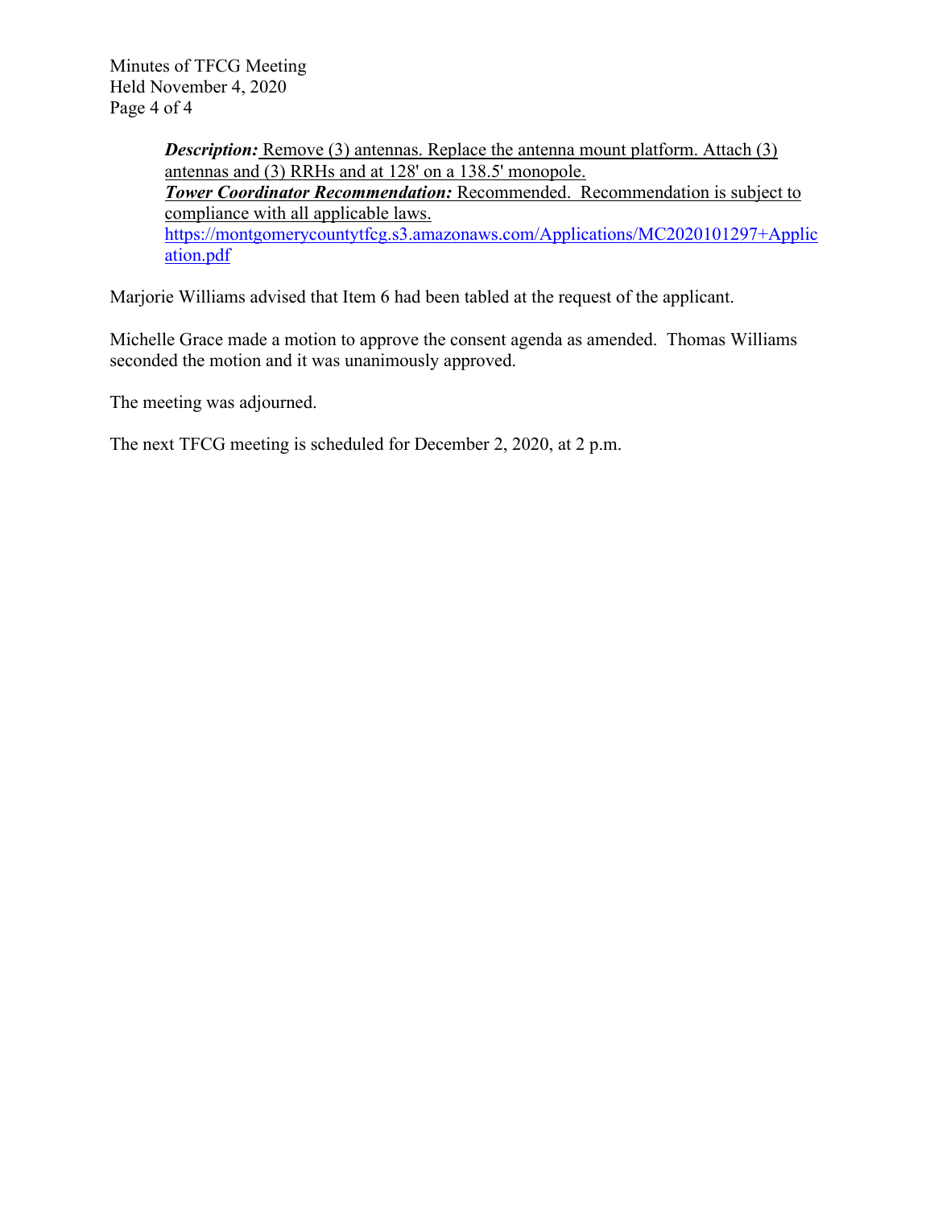*Description:* Remove (3) antennas. Replace the antenna mount platform. Attach (3) antennas and (3) RRHs and at 128' on a 138.5' monopole.
***Tower Coordinator Recommendation:*** Recommended. Recommendation is subject to compliance with all applicable laws.
https://montgomerycountytfcg.s3.amazonaws.com/Applications/MC2020101297+Application.pdf

Marjorie Williams advised that Item 6 had been tabled at the request of the applicant.

Michelle Grace made a motion to approve the consent agenda as amended. Thomas Williams seconded the motion and it was unanimously approved.

The meeting was adjourned.

The next TFCG meeting is scheduled for December 2, 2020, at 2 p.m.